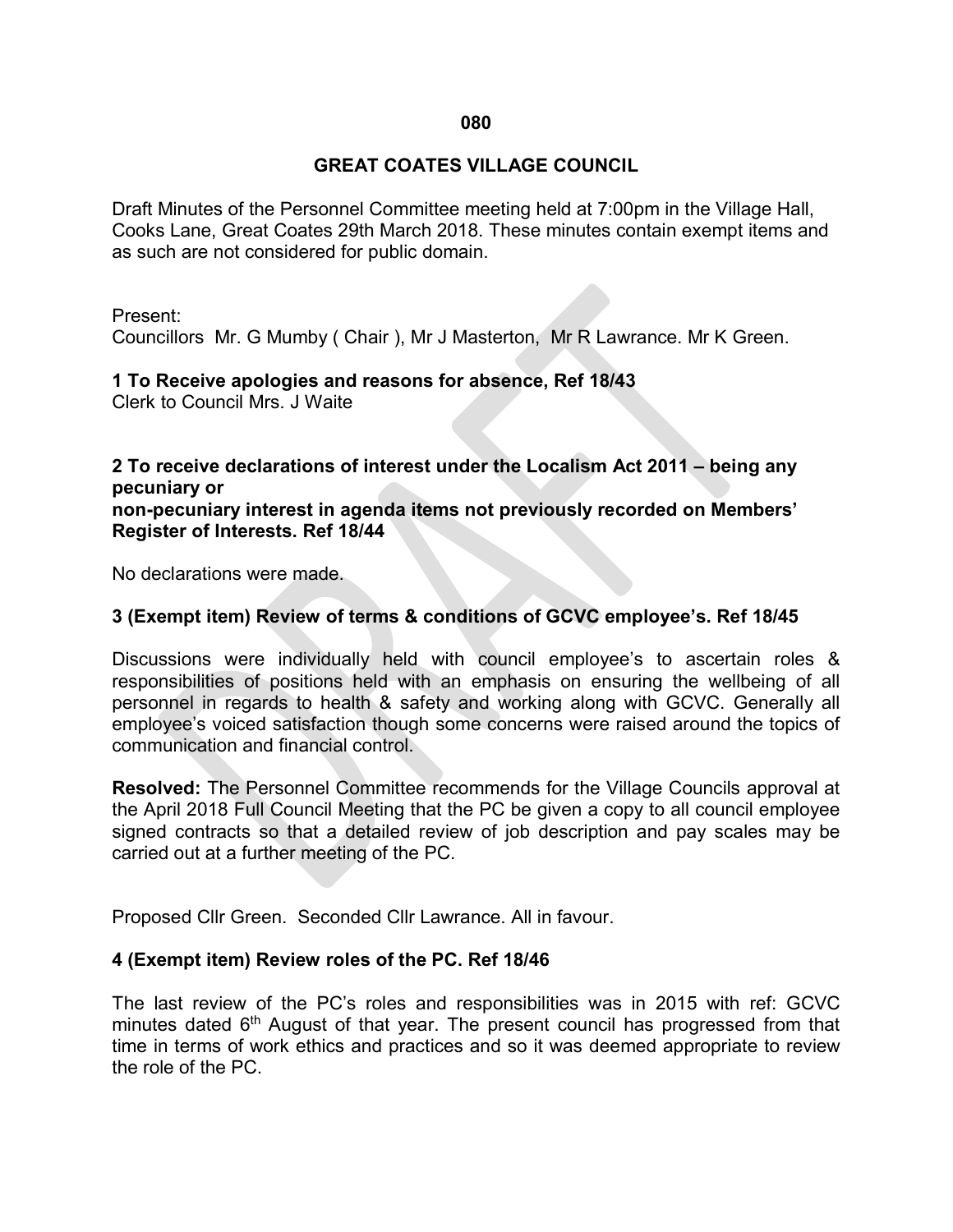# GREAT COATES VILLAGE COUNCIL

Draft Minutes of the Personnel Committee meeting held at 7:00pm in the Village Hall, Cooks Lane, Great Coates 29th March 2018. These minutes contain exempt items and as such are not considered for public domain.

Present:
Councillors Mr. G Mumby ( Chair ), Mr J Masterton, Mr R Lawrance. Mr K Green.

**1 To Receive apologies and reasons for absence, Ref 18/43**
Clerk to Council Mrs. J Waite

**2 To receive declarations of interest under the Localism Act 2011 – being any pecuniary or non-pecuniary interest in agenda items not previously recorded on Members' Register of Interests. Ref 18/44**

No declarations were made.

**3 (Exempt item) Review of terms & conditions of GCVC employee's. Ref 18/45**

Discussions were individually held with council employee's to ascertain roles & responsibilities of positions held with an emphasis on ensuring the wellbeing of all personnel in regards to health & safety and working along with GCVC. Generally all employee's voiced satisfaction though some concerns were raised around the topics of communication and financial control.

**Resolved:** The Personnel Committee recommends for the Village Councils approval at the April 2018 Full Council Meeting that the PC be given a copy to all council employee signed contracts so that a detailed review of job description and pay scales may be carried out at a further meeting of the PC.

Proposed Cllr Green. Seconded Cllr Lawrance. All in favour.

**4 (Exempt item) Review roles of the PC. Ref 18/46**

The last review of the PC's roles and responsibilities was in 2015 with ref: GCVC minutes dated 6th August of that year. The present council has progressed from that time in terms of work ethics and practices and so it was deemed appropriate to review the role of the PC.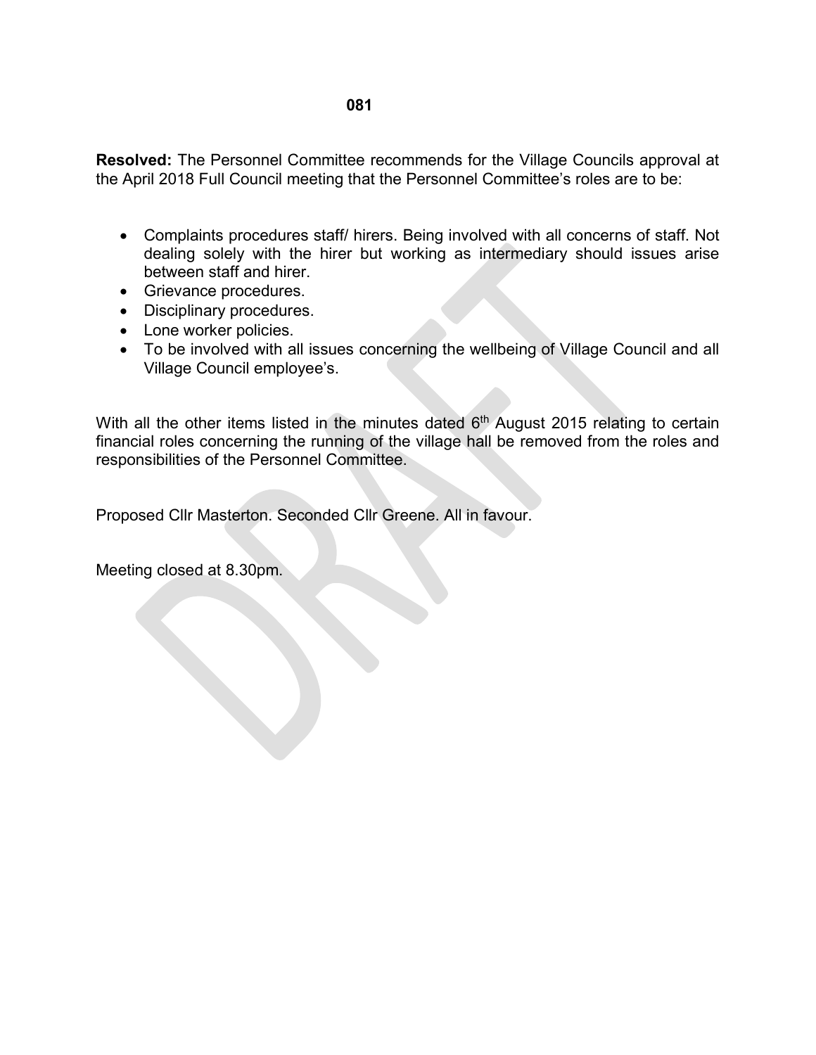**Resolved:** The Personnel Committee recommends for the Village Councils approval at the April 2018 Full Council meeting that the Personnel Committee's roles are to be:

- Complaints procedures staff/ hirers. Being involved with all concerns of staff. Not dealing solely with the hirer but working as intermediary should issues arise between staff and hirer.
- Grievance procedures.
- Disciplinary procedures.
- Lone worker policies.
- To be involved with all issues concerning the wellbeing of Village Council and all Village Council employee's.

With all the other items listed in the minutes dated 6th August 2015 relating to certain financial roles concerning the running of the village hall be removed from the roles and responsibilities of the Personnel Committee.

Proposed Cllr Masterton. Seconded Cllr Greene. All in favour.

Meeting closed at 8.30pm.